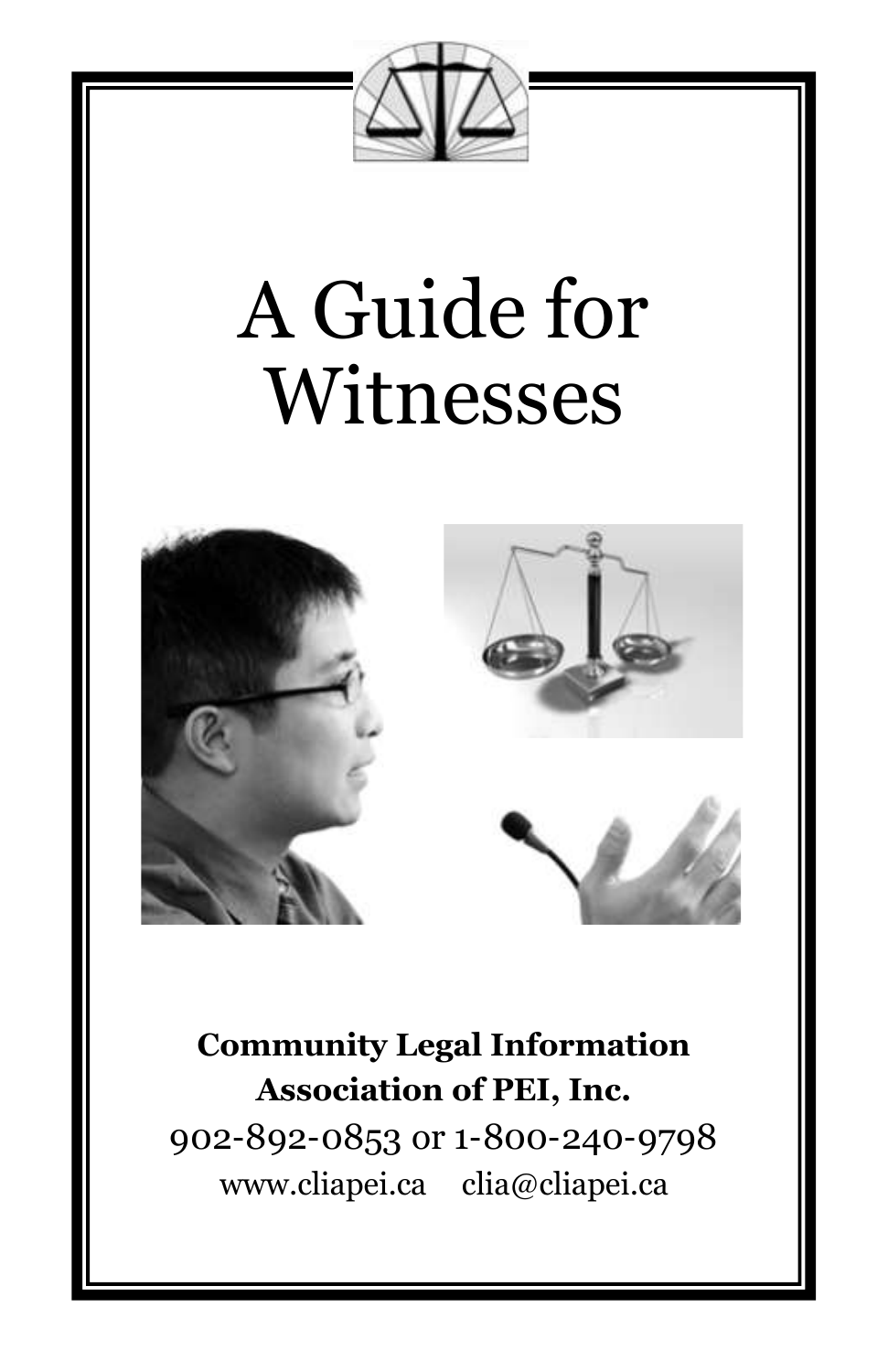# A Guide for Witnesses

**Community Legal Information Association of PEI, Inc.**

902-892-0853 or 1-800-240-9798

www.cliapei.ca clia@cliapei.ca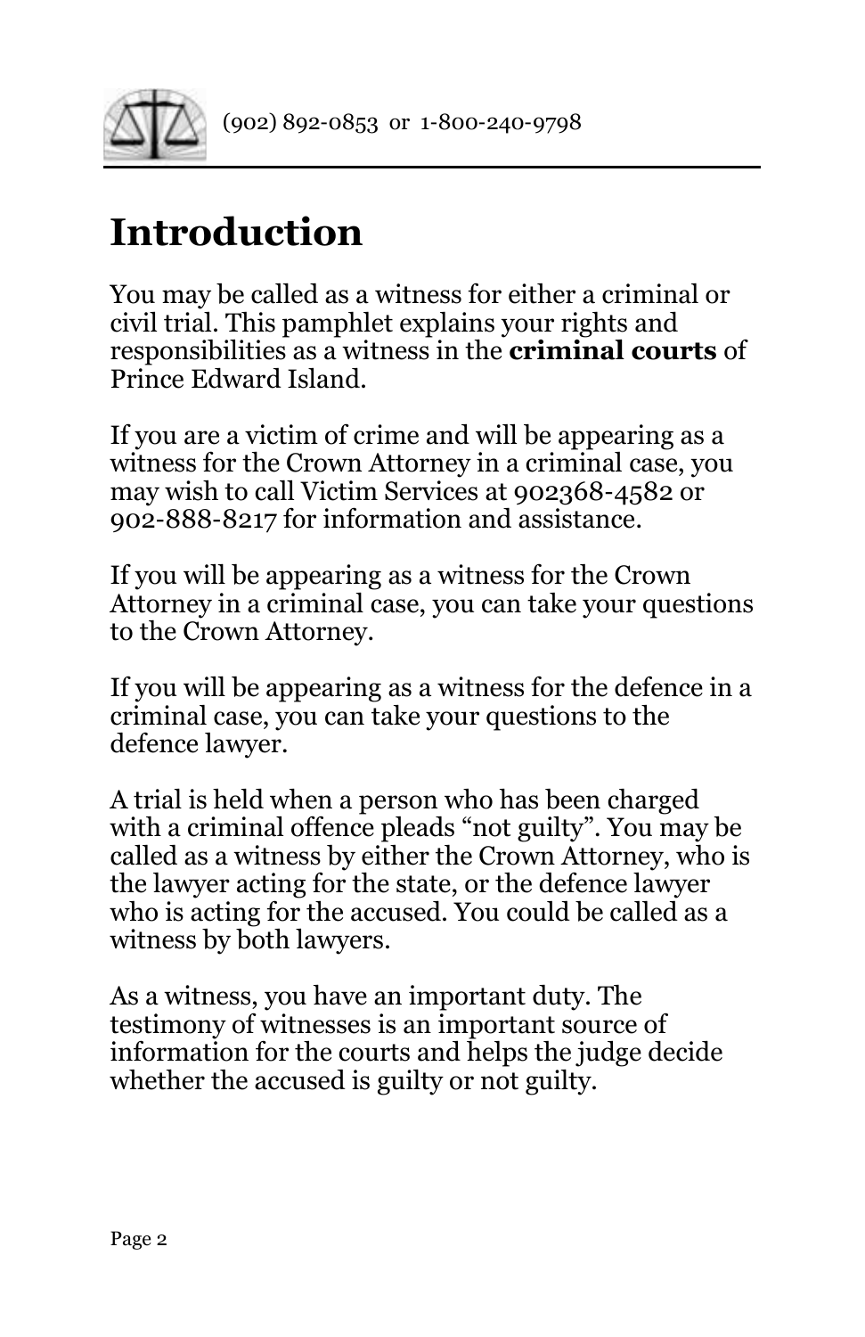# Introduction

You may be called as a witness for either a criminal or civil trial. This pamphlet explains your rights and responsibilities as a witness in the **criminal courts** of Prince Edward Island.

If you are a victim of crime and will be appearing as a witness for the Crown Attorney in a criminal case, you may wish to call Victim Services at 902368-4582 or 902-888-8217 for information and assistance.

If you will be appearing as a witness for the Crown Attorney in a criminal case, you can take your questions to the Crown Attorney.

If you will be appearing as a witness for the defence in a criminal case, you can take your questions to the defence lawyer.

A trial is held when a person who has been charged with a criminal offence pleads "not guilty". You may be called as a witness by either the Crown Attorney, who is the lawyer acting for the state, or the defence lawyer who is acting for the accused. You could be called as a witness by both lawyers.

As a witness, you have an important duty. The testimony of witnesses is an important source of information for the courts and helps the judge decide whether the accused is guilty or not guilty.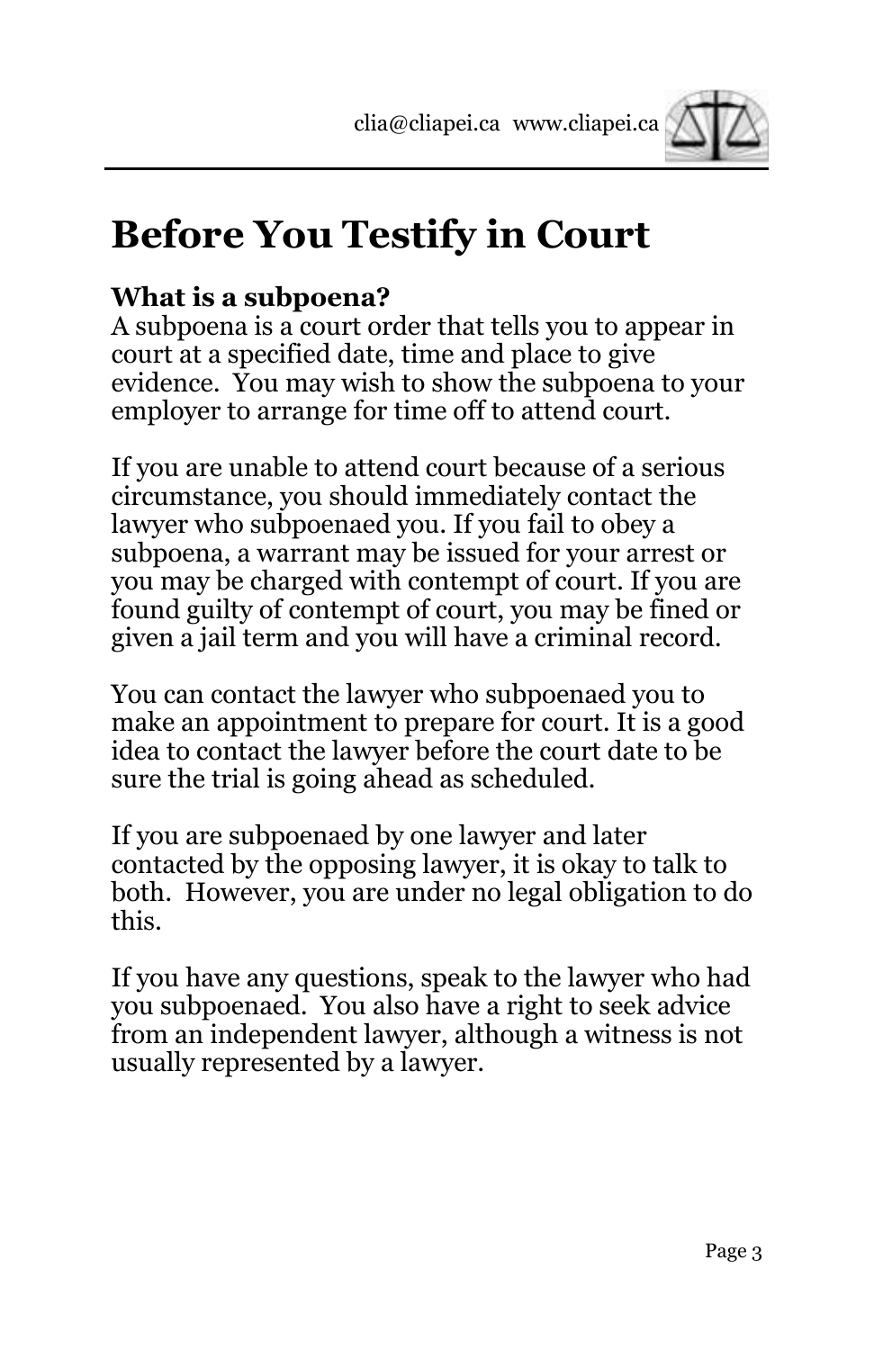# Before You Testify in Court

**What is a subpoena?**

A subpoena is a court order that tells you to appear in court at a specified date, time and place to give evidence. You may wish to show the subpoena to your employer to arrange for time off to attend court.

If you are unable to attend court because of a serious circumstance, you should immediately contact the lawyer who subpoenaed you. If you fail to obey a subpoena, a warrant may be issued for your arrest or you may be charged with contempt of court. If you are found guilty of contempt of court, you may be fined or given a jail term and you will have a criminal record.

You can contact the lawyer who subpoenaed you to make an appointment to prepare for court. It is a good idea to contact the lawyer before the court date to be sure the trial is going ahead as scheduled.

If you are subpoenaed by one lawyer and later contacted by the opposing lawyer, it is okay to talk to both. However, you are under no legal obligation to do this.

If you have any questions, speak to the lawyer who had you subpoenaed. You also have a right to seek advice from an independent lawyer, although a witness is not usually represented by a lawyer.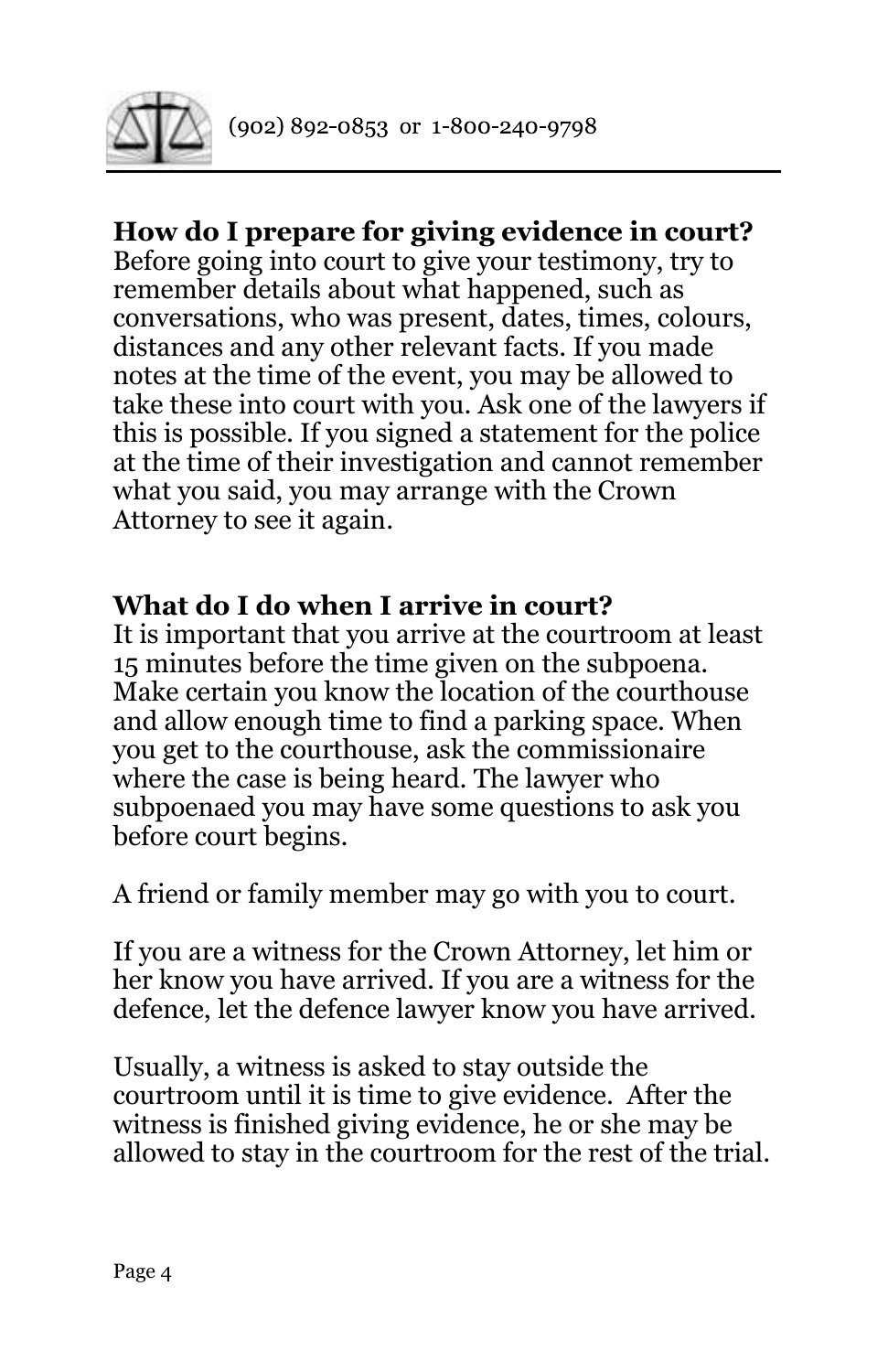## How do I prepare for giving evidence in court?

Before going into court to give your testimony, try to remember details about what happened, such as conversations, who was present, dates, times, colours, distances and any other relevant facts. If you made notes at the time of the event, you may be allowed to take these into court with you. Ask one of the lawyers if this is possible. If you signed a statement for the police at the time of their investigation and cannot remember what you said, you may arrange with the Crown Attorney to see it again.

## What do I do when I arrive in court?

It is important that you arrive at the courtroom at least 15 minutes before the time given on the subpoena. Make certain you know the location of the courthouse and allow enough time to find a parking space. When you get to the courthouse, ask the commissionaire where the case is being heard. The lawyer who subpoenaed you may have some questions to ask you before court begins.

A friend or family member may go with you to court.

If you are a witness for the Crown Attorney, let him or her know you have arrived. If you are a witness for the defence, let the defence lawyer know you have arrived.

Usually, a witness is asked to stay outside the courtroom until it is time to give evidence. After the witness is finished giving evidence, he or she may be allowed to stay in the courtroom for the rest of the trial.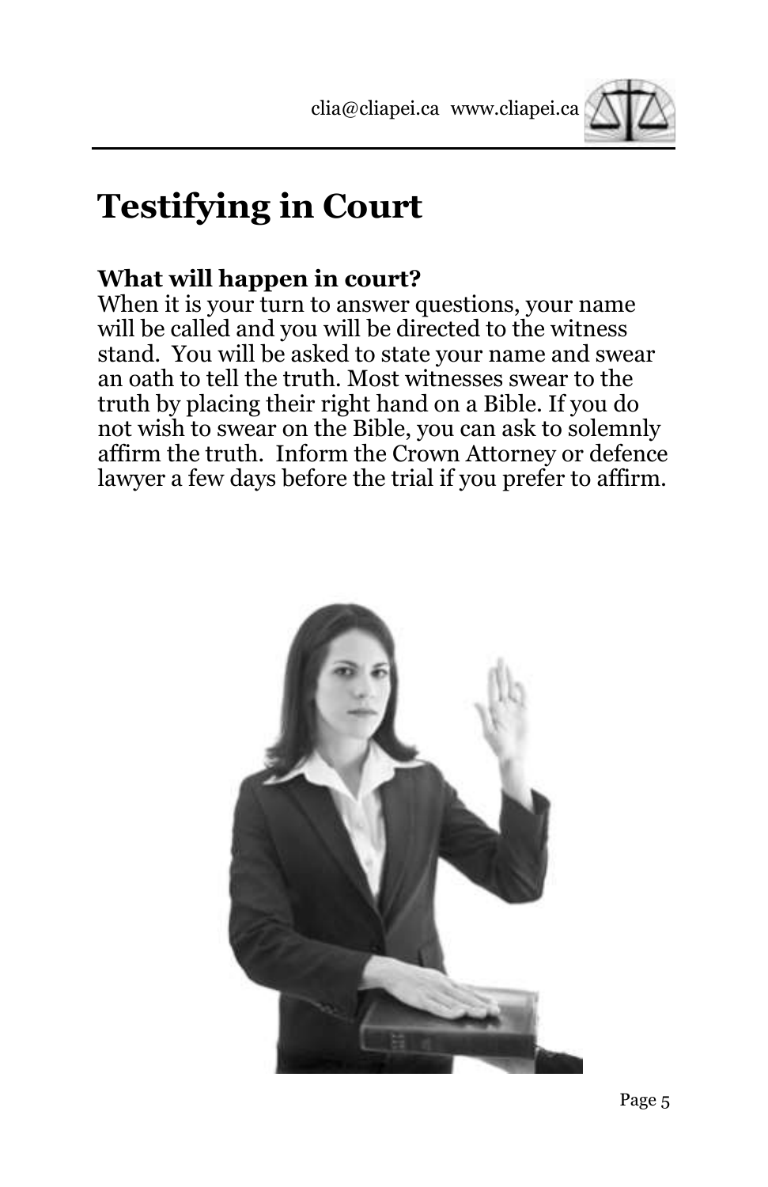# Testifying in Court

### What will happen in court?

When it is your turn to answer questions, your name will be called and you will be directed to the witness stand. You will be asked to state your name and swear an oath to tell the truth. Most witnesses swear to the truth by placing their right hand on a Bible. If you do not wish to swear on the Bible, you can ask to solemnly affirm the truth. Inform the Crown Attorney or defence lawyer a few days before the trial if you prefer to affirm.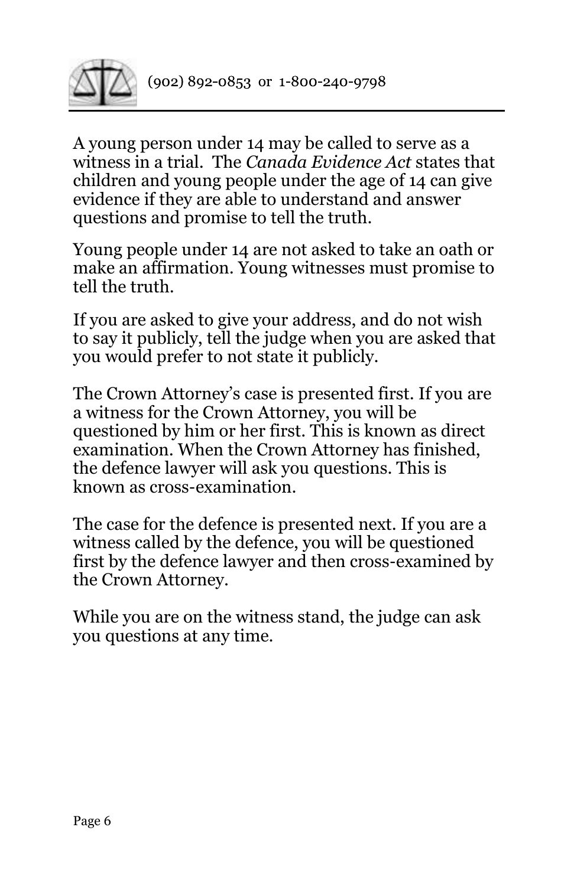A young person under 14 may be called to serve as a witness in a trial. The *Canada Evidence Act* states that children and young people under the age of 14 can give evidence if they are able to understand and answer questions and promise to tell the truth.

Young people under 14 are not asked to take an oath or make an affirmation. Young witnesses must promise to tell the truth.

If you are asked to give your address, and do not wish to say it publicly, tell the judge when you are asked that you would prefer to not state it publicly.

The Crown Attorney's case is presented first. If you are a witness for the Crown Attorney, you will be questioned by him or her first. This is known as direct examination. When the Crown Attorney has finished, the defence lawyer will ask you questions. This is known as cross-examination.

The case for the defence is presented next. If you are a witness called by the defence, you will be questioned first by the defence lawyer and then cross-examined by the Crown Attorney.

While you are on the witness stand, the judge can ask you questions at any time.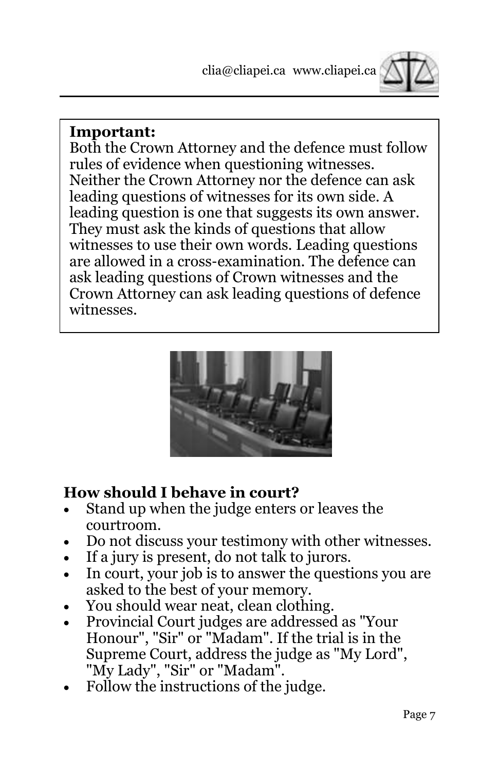**Important:**
Both the Crown Attorney and the defence must follow rules of evidence when questioning witnesses. Neither the Crown Attorney nor the defence can ask leading questions of witnesses for its own side. A leading question is one that suggests its own answer. They must ask the kinds of questions that allow witnesses to use their own words. Leading questions are allowed in a cross-examination. The defence can ask leading questions of Crown witnesses and the Crown Attorney can ask leading questions of defence witnesses.

### How should I behave in court?

- Stand up when the judge enters or leaves the courtroom.
- Do not discuss your testimony with other witnesses.
- If a jury is present, do not talk to jurors.
- In court, your job is to answer the questions you are asked to the best of your memory.
- You should wear neat, clean clothing.
- Provincial Court judges are addressed as "Your Honour", "Sir" or "Madam". If the trial is in the Supreme Court, address the judge as "My Lord", "My Lady", "Sir" or "Madam".
- Follow the instructions of the judge.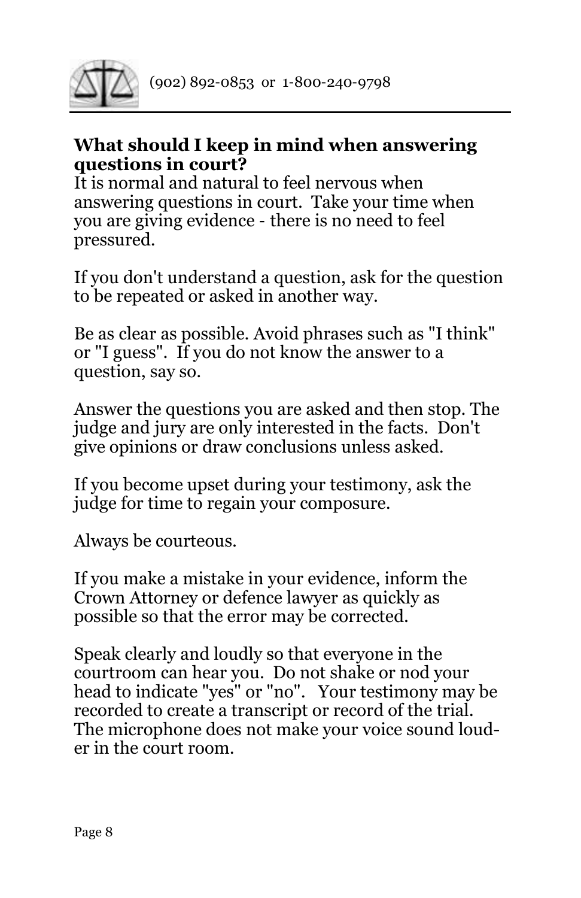**What should I keep in mind when answering questions in court?**

It is normal and natural to feel nervous when answering questions in court. Take your time when you are giving evidence - there is no need to feel pressured.

If you don't understand a question, ask for the question to be repeated or asked in another way.

Be as clear as possible. Avoid phrases such as "I think" or "I guess". If you do not know the answer to a question, say so.

Answer the questions you are asked and then stop. The judge and jury are only interested in the facts. Don't give opinions or draw conclusions unless asked.

If you become upset during your testimony, ask the judge for time to regain your composure.

Always be courteous.

If you make a mistake in your evidence, inform the Crown Attorney or defence lawyer as quickly as possible so that the error may be corrected.

Speak clearly and loudly so that everyone in the courtroom can hear you. Do not shake or nod your head to indicate "yes" or "no". Your testimony may be recorded to create a transcript or record of the trial. The microphone does not make your voice sound louder in the court room.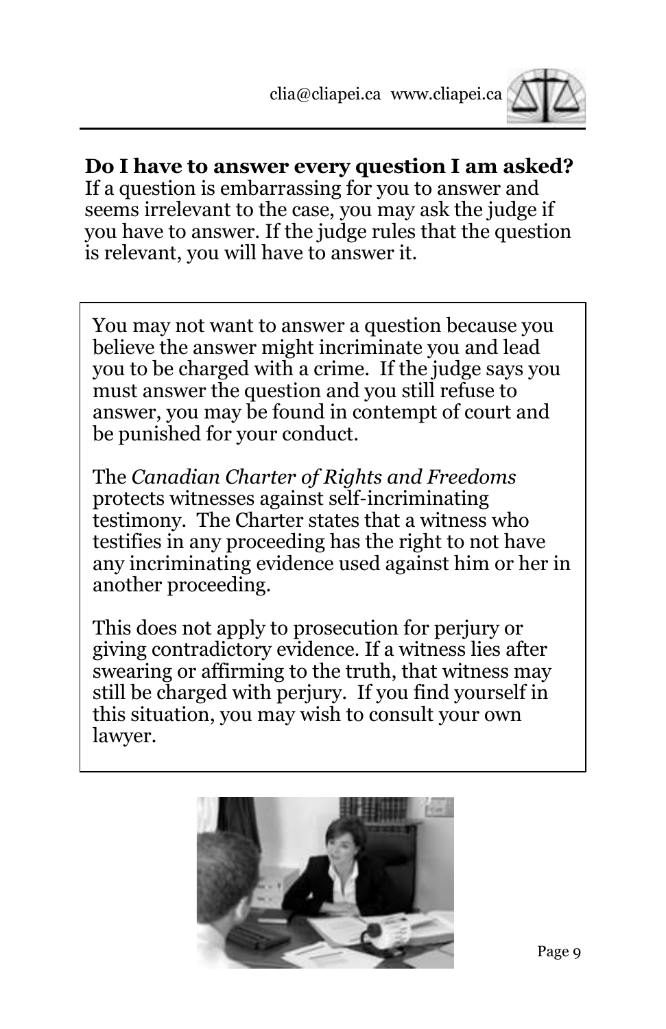**Do I have to answer every question I am asked?**
If a question is embarrassing for you to answer and seems irrelevant to the case, you may ask the judge if you have to answer. If the judge rules that the question is relevant, you will have to answer it.

You may not want to answer a question because you believe the answer might incriminate you and lead you to be charged with a crime. If the judge says you must answer the question and you still refuse to answer, you may be found in contempt of court and be punished for your conduct.

The *Canadian Charter of Rights and Freedoms* protects witnesses against self-incriminating testimony. The Charter states that a witness who testifies in any proceeding has the right to not have any incriminating evidence used against him or her in another proceeding.

This does not apply to prosecution for perjury or giving contradictory evidence. If a witness lies after swearing or affirming to the truth, that witness may still be charged with perjury. If you find yourself in this situation, you may wish to consult your own lawyer.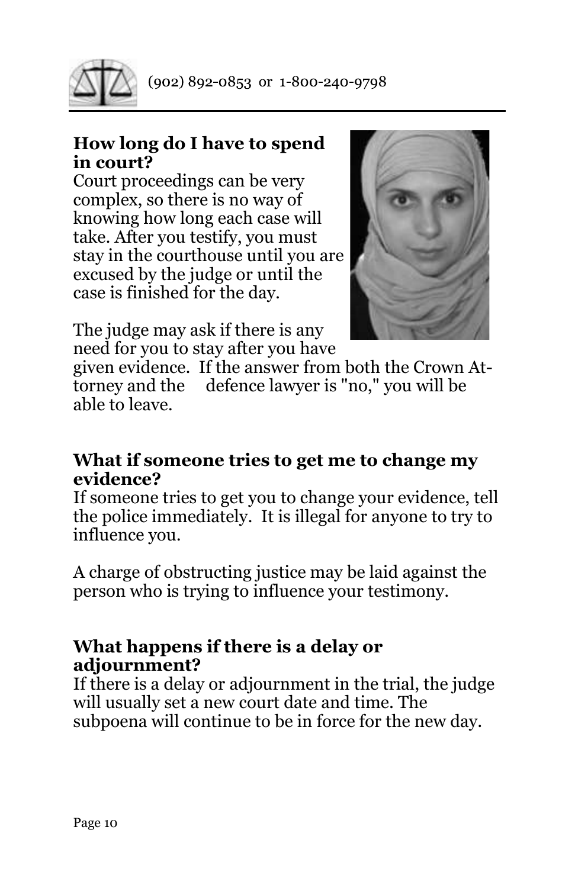## How long do I have to spend in court?

Court proceedings can be very complex, so there is no way of knowing how long each case will take. After you testify, you must stay in the courthouse until you are excused by the judge or until the case is finished for the day.

The judge may ask if there is any need for you to stay after you have given evidence. If the answer from both the Crown Attorney and the defence lawyer is "no," you will be able to leave.

## What if someone tries to get me to change my evidence?

If someone tries to get you to change your evidence, tell the police immediately. It is illegal for anyone to try to influence you.

A charge of obstructing justice may be laid against the person who is trying to influence your testimony.

## What happens if there is a delay or adjournment?

If there is a delay or adjournment in the trial, the judge will usually set a new court date and time. The subpoena will continue to be in force for the new day.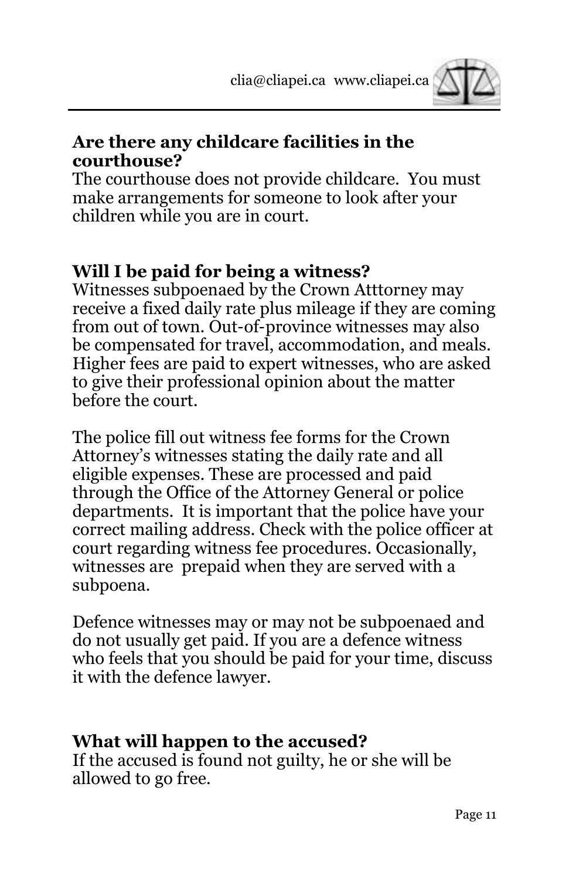## Are there any childcare facilities in the courthouse?

The courthouse does not provide childcare. You must make arrangements for someone to look after your children while you are in court.

## Will I be paid for being a witness?

Witnesses subpoenaed by the Crown Atttorney may receive a fixed daily rate plus mileage if they are coming from out of town. Out-of-province witnesses may also be compensated for travel, accommodation, and meals. Higher fees are paid to expert witnesses, who are asked to give their professional opinion about the matter before the court.

The police fill out witness fee forms for the Crown Attorney's witnesses stating the daily rate and all eligible expenses. These are processed and paid through the Office of the Attorney General or police departments. It is important that the police have your correct mailing address. Check with the police officer at court regarding witness fee procedures. Occasionally, witnesses are prepaid when they are served with a subpoena.

Defence witnesses may or may not be subpoenaed and do not usually get paid. If you are a defence witness who feels that you should be paid for your time, discuss it with the defence lawyer.

## What will happen to the accused?

If the accused is found not guilty, he or she will be allowed to go free.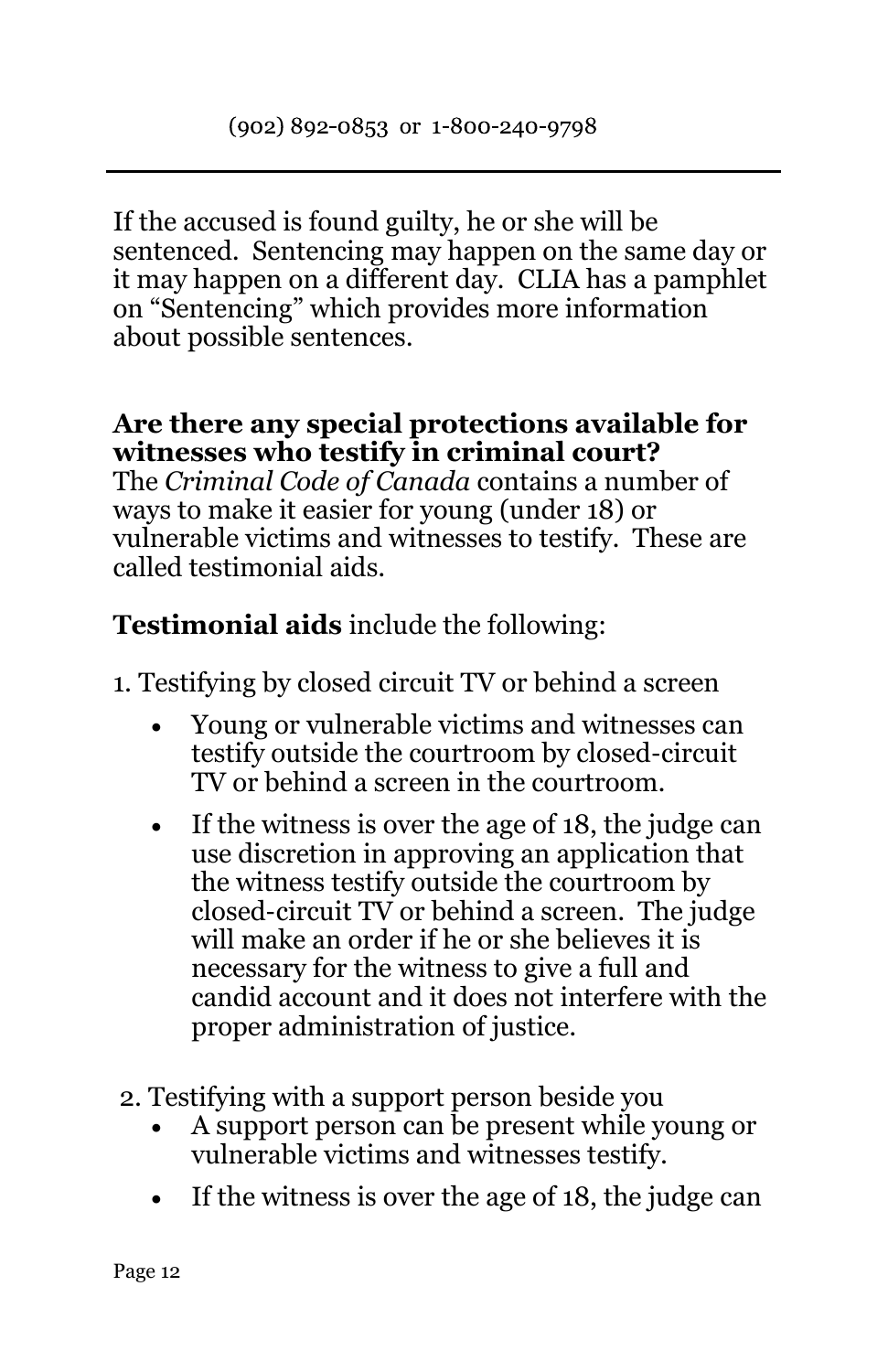If the accused is found guilty, he or she will be sentenced. Sentencing may happen on the same day or it may happen on a different day. CLIA has a pamphlet on "Sentencing" which provides more information about possible sentences.

**Are there any special protections available for witnesses who testify in criminal court?**

The *Criminal Code of Canada* contains a number of ways to make it easier for young (under 18) or vulnerable victims and witnesses to testify. These are called testimonial aids.

**Testimonial aids** include the following:

1. Testifying by closed circuit TV or behind a screen
   - Young or vulnerable victims and witnesses can testify outside the courtroom by closed-circuit TV or behind a screen in the courtroom.
   - If the witness is over the age of 18, the judge can use discretion in approving an application that the witness testify outside the courtroom by closed-circuit TV or behind a screen. The judge will make an order if he or she believes it is necessary for the witness to give a full and candid account and it does not interfere with the proper administration of justice.

2. Testifying with a support person beside you
   - A support person can be present while young or vulnerable victims and witnesses testify.
   - If the witness is over the age of 18, the judge can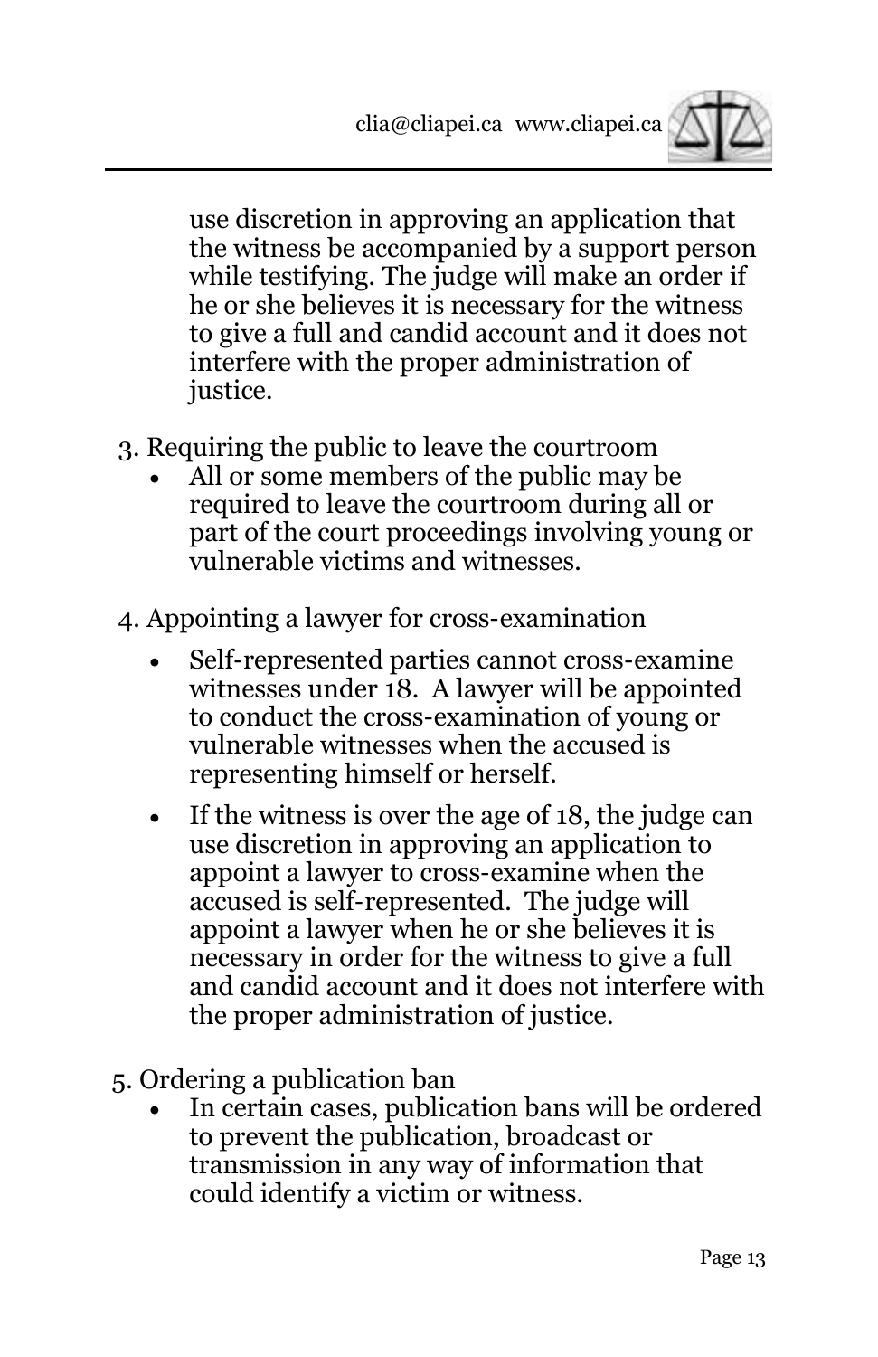use discretion in approving an application that the witness be accompanied by a support person while testifying. The judge will make an order if he or she believes it is necessary for the witness to give a full and candid account and it does not interfere with the proper administration of justice.

3. Requiring the public to leave the courtroom
   - All or some members of the public may be required to leave the courtroom during all or part of the court proceedings involving young or vulnerable victims and witnesses.

4. Appointing a lawyer for cross-examination
   - Self-represented parties cannot cross-examine witnesses under 18. A lawyer will be appointed to conduct the cross-examination of young or vulnerable witnesses when the accused is representing himself or herself.
   - If the witness is over the age of 18, the judge can use discretion in approving an application to appoint a lawyer to cross-examine when the accused is self-represented. The judge will appoint a lawyer when he or she believes it is necessary in order for the witness to give a full and candid account and it does not interfere with the proper administration of justice.

5. Ordering a publication ban
   - In certain cases, publication bans will be ordered to prevent the publication, broadcast or transmission in any way of information that could identify a victim or witness.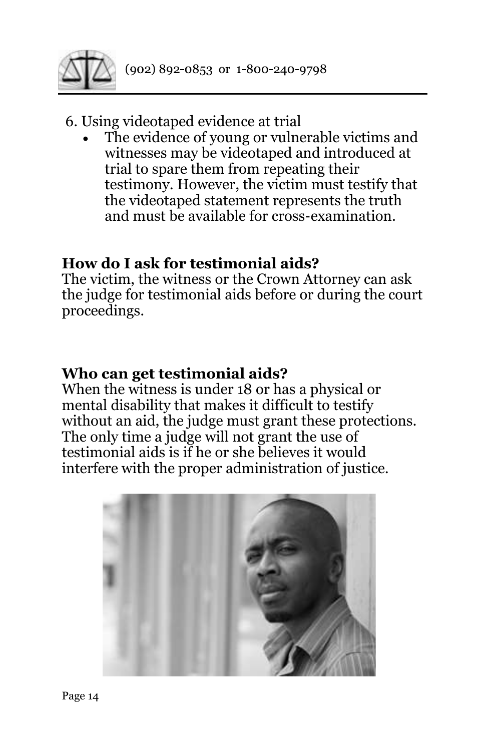6. Using videotaped evidence at trial
   - The evidence of young or vulnerable victims and witnesses may be videotaped and introduced at trial to spare them from repeating their testimony. However, the victim must testify that the videotaped statement represents the truth and must be available for cross-examination.

**How do I ask for testimonial aids?**

The victim, the witness or the Crown Attorney can ask the judge for testimonial aids before or during the court proceedings.

**Who can get testimonial aids?**

When the witness is under 18 or has a physical or mental disability that makes it difficult to testify without an aid, the judge must grant these protections. The only time a judge will not grant the use of testimonial aids is if he or she believes it would interfere with the proper administration of justice.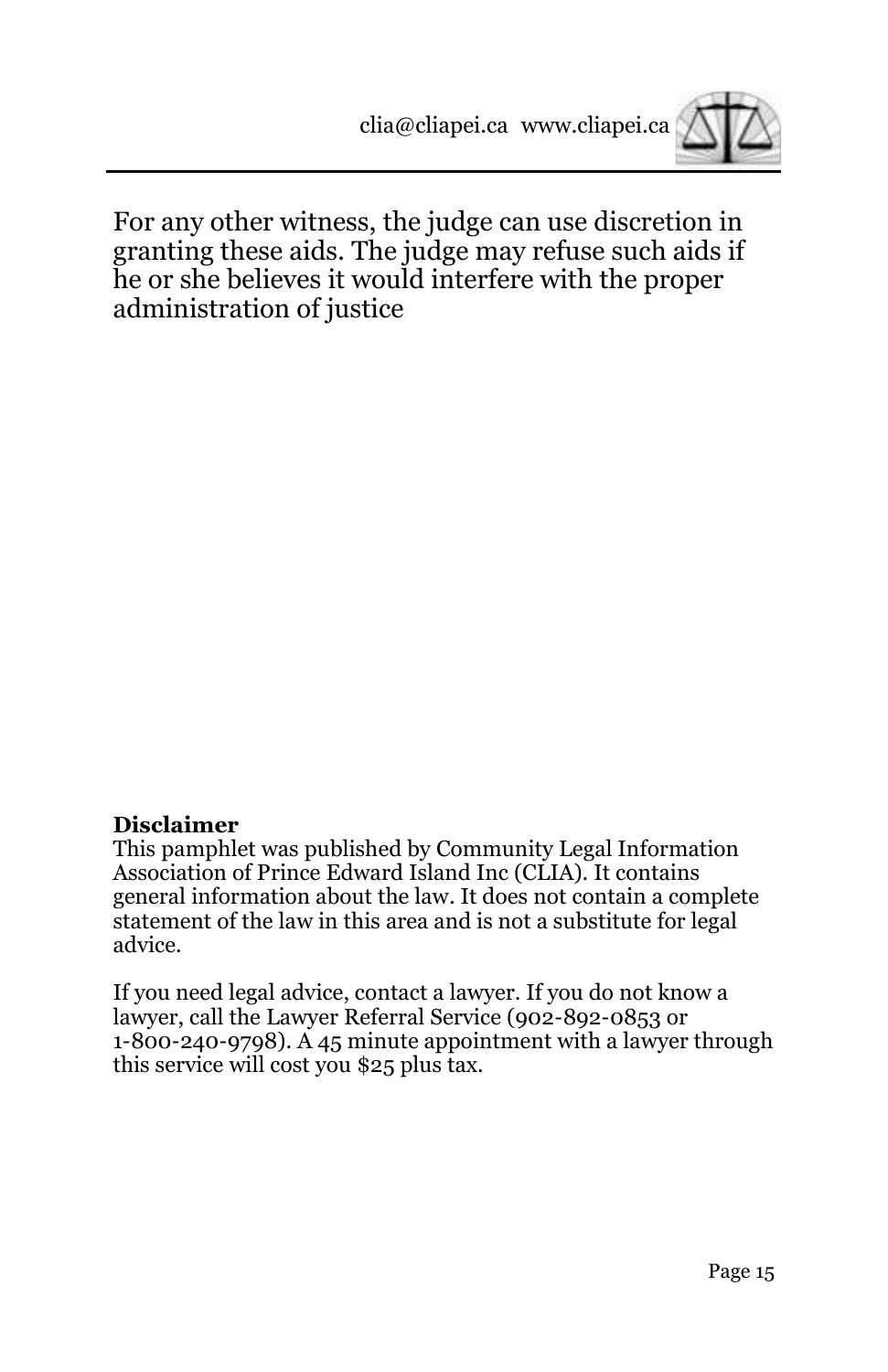For any other witness, the judge can use discretion in granting these aids. The judge may refuse such aids if he or she believes it would interfere with the proper administration of justice

**Disclaimer**
This pamphlet was published by Community Legal Information Association of Prince Edward Island Inc (CLIA). It contains general information about the law. It does not contain a complete statement of the law in this area and is not a substitute for legal advice.

If you need legal advice, contact a lawyer. If you do not know a lawyer, call the Lawyer Referral Service (902-892-0853 or 1-800-240-9798). A 45 minute appointment with a lawyer through this service will cost you $25 plus tax.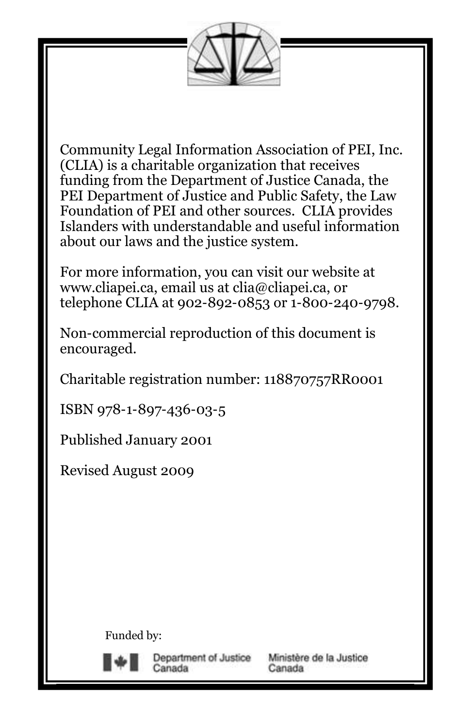Community Legal Information Association of PEI, Inc. (CLIA) is a charitable organization that receives funding from the Department of Justice Canada, the PEI Department of Justice and Public Safety, the Law Foundation of PEI and other sources. CLIA provides Islanders with understandable and useful information about our laws and the justice system.

For more information, you can visit our website at www.cliapei.ca, email us at clia@cliapei.ca, or telephone CLIA at 902-892-0853 or 1-800-240-9798.

Non-commercial reproduction of this document is encouraged.

Charitable registration number: 118870757RR0001

ISBN 978-1-897-436-03-5

Published January 2001

Revised August 2009

Funded by:

Department of Justice Canada    Ministère de la Justice Canada